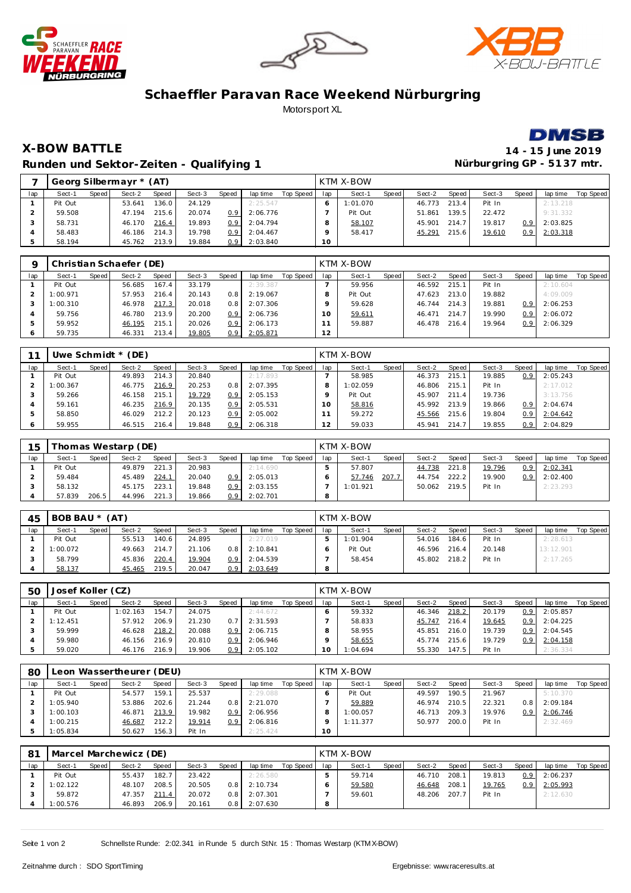# Schaeffler Paravan Race Weekend Nürburgring

Motorsport XL

## X-BOW BATTLE

**14 - 15 June 2019**

### Runden und Sektor-Zeiten - Qualifying 1

**Nürburgring GP - 5137 mtr.**

| 7 | Georg Silbermayr * (AT) | | | | | | | | | KTM X-BOW | | | | | | | | | |
|---|---|---|---|---|---|---|---|---|---|---|---|---|---|---|---|---|---|---|---|
| lap | Sect-1 | Speed | Sect-2 | Speed | Sect-3 | Speed | lap time | Top Speed | lap | Sect-1 | Speed | Sect-2 | Speed | Sect-3 | Speed | lap time | Top Speed |
| 1 | Pit Out | | 53.641 | 136.0 | 24.129 | | 2:25.547 | | 6 | 1:01.070 | | 46.773 | 213.4 | Pit In | | 2:13.218 | |
| 2 | 59.508 | | 47.194 | 215.6 | 20.074 | 0.9 | 2:06.776 | | 7 | Pit Out | | 51.861 | 139.5 | 22.472 | | 9:31.332 | |
| 3 | 58.731 | | 46.170 | 216.4 | 19.893 | 0.9 | 2:04.794 | | 8 | 58.107 | | 45.901 | 214.7 | 19.817 | 0.9 | 2:03.825 | |
| 4 | 58.483 | | 46.186 | 214.3 | 19.798 | 0.9 | 2:04.467 | | 9 | 58.417 | | 45.291 | 215.6 | 19.610 | 0.9 | 2:03.318 | |
| 5 | 58.194 | | 45.762 | 213.9 | 19.884 | 0.9 | 2:03.840 | | 10 | | | | | | | | |

| 9 | Christian Schaefer (DE) | | | | | | | | | KTM X-BOW | | | | | | | | | |
|---|---|---|---|---|---|---|---|---|---|---|---|---|---|---|---|---|---|---|---|
| lap | Sect-1 | Speed | Sect-2 | Speed | Sect-3 | Speed | lap time | Top Speed | lap | Sect-1 | Speed | Sect-2 | Speed | Sect-3 | Speed | lap time | Top Speed |
| 1 | Pit Out | | 56.685 | 167.4 | 33.179 | | 2:39.387 | | 7 | 59.956 | | 46.592 | 215.1 | Pit In | | 2:10.604 | |
| 2 | 1:00.971 | | 57.953 | 216.4 | 20.143 | 0.8 | 2:19.067 | | 8 | Pit Out | | 47.623 | 213.0 | 19.882 | | 4:09.009 | |
| 3 | 1:00.310 | | 46.978 | 217.3 | 20.018 | 0.8 | 2:07.306 | | 9 | 59.628 | | 46.744 | 214.3 | 19.881 | 0.9 | 2:06.253 | |
| 4 | 59.756 | | 46.780 | 213.9 | 20.200 | 0.9 | 2:06.736 | | 10 | 59.611 | | 46.471 | 214.7 | 19.990 | 0.9 | 2:06.072 | |
| 5 | 59.952 | | 46.195 | 215.1 | 20.026 | 0.9 | 2:06.173 | | 11 | 59.887 | | 46.478 | 216.4 | 19.964 | 0.9 | 2:06.329 | |
| 6 | 59.735 | | 46.331 | 213.4 | 19.805 | 0.9 | 2:05.871 | | 12 | | | | | | | | |

| 11 | Uwe Schmidt * (DE) | | | | | | | | | KTM X-BOW | | | | | | | | | |
|---|---|---|---|---|---|---|---|---|---|---|---|---|---|---|---|---|---|---|---|
| lap | Sect-1 | Speed | Sect-2 | Speed | Sect-3 | Speed | lap time | Top Speed | lap | Sect-1 | Speed | Sect-2 | Speed | Sect-3 | Speed | lap time | Top Speed |
| 1 | Pit Out | | 49.893 | 214.3 | 20.840 | | 2:17.893 | | 7 | 58.985 | | 46.373 | 215.1 | 19.885 | 0.9 | 2:05.243 | |
| 2 | 1:00.367 | | 46.775 | 216.9 | 20.253 | 0.8 | 2:07.395 | | 8 | 1:02.059 | | 46.806 | 215.1 | Pit In | | 2:17.012 | |
| 3 | 59.266 | | 46.158 | 215.1 | 19.729 | 0.9 | 2:05.153 | | 9 | Pit Out | | 45.907 | 211.4 | 19.736 | | 3:13.756 | |
| 4 | 59.161 | | 46.235 | 216.9 | 20.135 | 0.9 | 2:05.531 | | 10 | 58.816 | | 45.992 | 213.9 | 19.866 | 0.9 | 2:04.674 | |
| 5 | 58.850 | | 46.029 | 212.2 | 20.123 | 0.9 | 2:05.002 | | 11 | 59.272 | | 45.566 | 215.6 | 19.804 | 0.9 | 2:04.642 | |
| 6 | 59.955 | | 46.515 | 216.4 | 19.848 | 0.9 | 2:06.318 | | 12 | 59.033 | | 45.941 | 214.7 | 19.855 | 0.9 | 2:04.829 | |

| 15 | Thomas Westarp (DE) | | | | | | | | | KTM X-BOW | | | | | | | | | |
|---|---|---|---|---|---|---|---|---|---|---|---|---|---|---|---|---|---|---|---|
| lap | Sect-1 | Speed | Sect-2 | Speed | Sect-3 | Speed | lap time | Top Speed | lap | Sect-1 | Speed | Sect-2 | Speed | Sect-3 | Speed | lap time | Top Speed |
| 1 | Pit Out | | 49.879 | 221.3 | 20.983 | | 2:14.690 | | 5 | 57.807 | | 44.738 | 221.8 | 19.796 | 0.9 | 2:02.341 | |
| 2 | 59.484 | | 45.489 | 224.1 | 20.040 | 0.9 | 2:05.013 | | 6 | 57.746 | 207.7 | 44.754 | 222.2 | 19.900 | 0.9 | 2:02.400 | |
| 3 | 58.132 | | 45.175 | 223.1 | 19.848 | 0.9 | 2:03.155 | | 7 | 1:01.921 | | 50.062 | 219.5 | Pit In | | 2:23.293 | |
| 4 | 57.839 | 206.5 | 44.996 | 221.3 | 19.866 | 0.9 | 2:02.701 | | 8 | | | | | | | | |

| 45 | BOB BAU * (AT) | | | | | | | | | KTM X-BOW | | | | | | | | | |
|---|---|---|---|---|---|---|---|---|---|---|---|---|---|---|---|---|---|---|---|
| lap | Sect-1 | Speed | Sect-2 | Speed | Sect-3 | Speed | lap time | Top Speed | lap | Sect-1 | Speed | Sect-2 | Speed | Sect-3 | Speed | lap time | Top Speed |
| 1 | Pit Out | | 55.513 | 140.6 | 24.895 | | 2:27.019 | | 5 | 1:01.904 | | 54.016 | 184.6 | Pit In | | 2:28.613 | |
| 2 | 1:00.072 | | 49.663 | 214.7 | 21.106 | 0.8 | 2:10.841 | | 6 | Pit Out | | 46.596 | 216.4 | 20.148 | | 13:12.901 | |
| 3 | 58.799 | | 45.836 | 220.4 | 19.904 | 0.9 | 2:04.539 | | 7 | 58.454 | | 45.802 | 218.2 | Pit In | | 2:17.265 | |
| 4 | 58.137 | | 45.465 | 219.5 | 20.047 | 0.9 | 2:03.649 | | 8 | | | | | | | | |

| 50 | Josef Koller (CZ) | | | | | | | | | KTM X-BOW | | | | | | | | | |
|---|---|---|---|---|---|---|---|---|---|---|---|---|---|---|---|---|---|---|---|
| lap | Sect-1 | Speed | Sect-2 | Speed | Sect-3 | Speed | lap time | Top Speed | lap | Sect-1 | Speed | Sect-2 | Speed | Sect-3 | Speed | lap time | Top Speed |
| 1 | Pit Out | | 1:02.163 | 154.7 | 24.075 | | 2:44.672 | | 6 | 59.332 | | 46.346 | 218.2 | 20.179 | 0.9 | 2:05.857 | |
| 2 | 1:12.451 | | 57.912 | 206.9 | 21.230 | 0.7 | 2:31.593 | | 7 | 58.833 | | 45.747 | 216.4 | 19.645 | 0.9 | 2:04.225 | |
| 3 | 59.999 | | 46.628 | 218.2 | 20.088 | 0.9 | 2:06.715 | | 8 | 58.955 | | 45.851 | 216.0 | 19.739 | 0.9 | 2:04.545 | |
| 4 | 59.980 | | 46.156 | 216.9 | 20.810 | 0.9 | 2:06.946 | | 9 | 58.655 | | 45.774 | 215.6 | 19.729 | 0.9 | 2:04.158 | |
| 5 | 59.020 | | 46.176 | 216.9 | 19.906 | 0.9 | 2:05.102 | | 10 | 1:04.694 | | 55.330 | 147.5 | Pit In | | 2:36.334 | |

| 80 | Leon Wassertheurer (DEU) | | | | | | | | | KTM X-BOW | | | | | | | | | |
|---|---|---|---|---|---|---|---|---|---|---|---|---|---|---|---|---|---|---|---|
| lap | Sect-1 | Speed | Sect-2 | Speed | Sect-3 | Speed | lap time | Top Speed | lap | Sect-1 | Speed | Sect-2 | Speed | Sect-3 | Speed | lap time | Top Speed |
| 1 | Pit Out | | 54.577 | 159.1 | 25.537 | | 2:29.088 | | 6 | Pit Out | | 49.597 | 190.5 | 21.967 | | 5:10.370 | |
| 2 | 1:05.940 | | 53.886 | 202.6 | 21.244 | 0.8 | 2:21.070 | | 7 | 59.889 | | 46.974 | 210.5 | 22.321 | 0.8 | 2:09.184 | |
| 3 | 1:00.103 | | 46.871 | 213.9 | 19.982 | 0.9 | 2:06.956 | | 8 | 1:00.057 | | 46.713 | 209.3 | 19.976 | 0.9 | 2:06.746 | |
| 4 | 1:00.215 | | 46.687 | 212.2 | 19.914 | 0.9 | 2:06.816 | | 9 | 1:11.377 | | 50.977 | 200.0 | Pit In | | 2:32.469 | |
| 5 | 1:05.834 | | 50.627 | 156.3 | Pit In | | 2:25.424 | | 10 | | | | | | | | |

| 81 | Marcel Marchewicz (DE) | | | | | | | | | KTM X-BOW | | | | | | | | | |
|---|---|---|---|---|---|---|---|---|---|---|---|---|---|---|---|---|---|---|---|
| lap | Sect-1 | Speed | Sect-2 | Speed | Sect-3 | Speed | lap time | Top Speed | lap | Sect-1 | Speed | Sect-2 | Speed | Sect-3 | Speed | lap time | Top Speed |
| 1 | Pit Out | | 55.437 | 182.7 | 23.422 | | 2:26.580 | | 5 | 59.714 | | 46.710 | 208.1 | 19.813 | 0.9 | 2:06.237 | |
| 2 | 1:02.122 | | 48.107 | 208.5 | 20.505 | 0.8 | 2:10.734 | | 6 | 59.580 | | 46.648 | 208.1 | 19.765 | 0.9 | 2:05.993 | |
| 3 | 59.872 | | 47.357 | 211.4 | 20.072 | 0.8 | 2:07.301 | | 7 | 59.601 | | 48.206 | 207.7 | Pit In | | 2:12.630 | |
| 4 | 1:00.576 | | 46.893 | 206.9 | 20.161 | 0.8 | 2:07.630 | | 8 | | | | | | | | |

Schnellste Runde: 2:02.341 in Runde 5 durch StNr. 15 : Thomas Westarp (KTM X-BOW)

Zeitnahme durch : SDO SportTiming

Ergebnisse: www.raceresults.at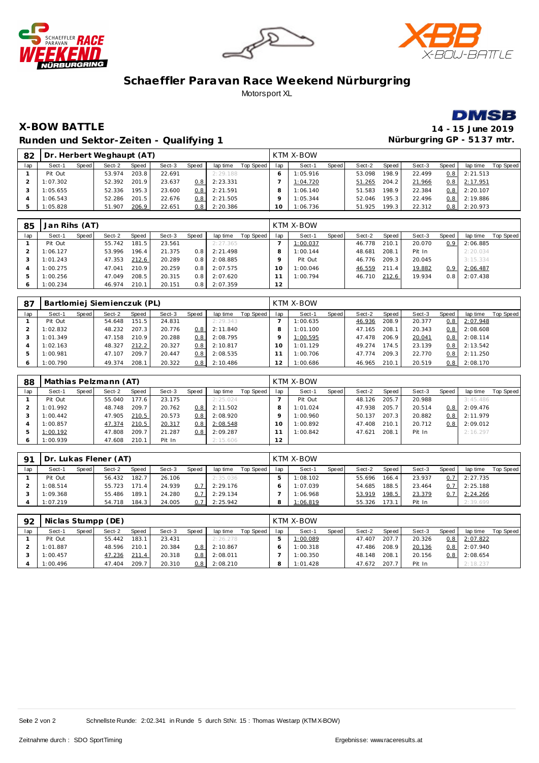# Schaeffler Paravan Race Weekend Nürburgring

Motorsport XL

## X-BOW BATTLE

### Runden und Sektor-Zeiten - Qualifying 1

**14 - 15 June 2019**
**Nürburgring GP - 5137 mtr.**

| 82 | Dr. Herbert Weghaupt (AT) | | | | | | | | | KTM X-BOW | | | | | | | | | |
|---|---|---|---|---|---|---|---|---|---|---|---|---|---|---|---|---|---|---|---|
| lap | Sect-1 | Speed | Sect-2 | Speed | Sect-3 | Speed | lap time | Top Speed | lap | Sect-1 | Speed | Sect-2 | Speed | Sect-3 | Speed | lap time | Top Speed |
| 1 | Pit Out | | 53.974 | 203.8 | 22.691 | | 2:29.188 | | 6 | 1:05.916 | | 53.098 | 198.9 | 22.499 | 0.8 | 2:21.513 | |
| 2 | 1:07.302 | | 52.392 | 201.9 | 23.637 | 0.8 | 2:23.331 | | 7 | 1:04.720 | | 51.265 | 204.2 | 21.966 | 0.8 | 2:17.951 | |
| 3 | 1:05.655 | | 52.336 | 195.3 | 23.600 | 0.8 | 2:21.591 | | 8 | 1:06.140 | | 51.583 | 198.9 | 22.384 | 0.8 | 2:20.107 | |
| 4 | 1:06.543 | | 52.286 | 201.5 | 22.676 | 0.8 | 2:21.505 | | 9 | 1:05.344 | | 52.046 | 195.3 | 22.496 | 0.8 | 2:19.886 | |
| 5 | 1:05.828 | | 51.907 | 206.9 | 22.651 | 0.8 | 2:20.386 | | 10 | 1:06.736 | | 51.925 | 199.3 | 22.312 | 0.8 | 2:20.973 | |

| 85 | Jan Rihs (AT) | | | | | | | | | KTM X-BOW | | | | | | | | | |
|---|---|---|---|---|---|---|---|---|---|---|---|---|---|---|---|---|---|---|---|
| lap | Sect-1 | Speed | Sect-2 | Speed | Sect-3 | Speed | lap time | Top Speed | lap | Sect-1 | Speed | Sect-2 | Speed | Sect-3 | Speed | lap time | Top Speed |
| 1 | Pit Out | | 55.742 | 181.5 | 23.561 | | 2:27.365 | | 7 | 1:00.037 | | 46.778 | 210.1 | 20.070 | 0.9 | 2:06.885 | |
| 2 | 1:06.127 | | 53.996 | 196.4 | 21.375 | 0.8 | 2:21.498 | | 8 | 1:00.144 | | 48.681 | 208.1 | Pit In | | 2:20.034 | |
| 3 | 1:01.243 | | 47.353 | 212.6 | 20.289 | 0.8 | 2:08.885 | | 9 | Pit Out | | 46.776 | 209.3 | 20.045 | | 3:15.334 | |
| 4 | 1:00.275 | | 47.041 | 210.9 | 20.259 | 0.8 | 2:07.575 | | 10 | 1:00.046 | | 46.559 | 211.4 | 19.882 | 0.9 | 2:06.487 | |
| 5 | 1:00.256 | | 47.049 | 208.5 | 20.315 | 0.8 | 2:07.620 | | 11 | 1:00.794 | | 46.710 | 212.6 | 19.934 | 0.8 | 2:07.438 | |
| 6 | 1:00.234 | | 46.974 | 210.1 | 20.151 | 0.8 | 2:07.359 | | 12 | | | | | | | | |

| 87 | Bartlomiej Siemienczuk (PL) | | | | | | | | | KTM X-BOW | | | | | | | | | |
|---|---|---|---|---|---|---|---|---|---|---|---|---|---|---|---|---|---|---|---|
| lap | Sect-1 | Speed | Sect-2 | Speed | Sect-3 | Speed | lap time | Top Speed | lap | Sect-1 | Speed | Sect-2 | Speed | Sect-3 | Speed | lap time | Top Speed |
| 1 | Pit Out | | 54.648 | 151.5 | 24.831 | | 2:29.343 | | 7 | 1:00.635 | | 46.936 | 208.9 | 20.377 | 0.8 | 2:07.948 | |
| 2 | 1:02.832 | | 48.232 | 207.3 | 20.776 | 0.8 | 2:11.840 | | 8 | 1:01.100 | | 47.165 | 208.1 | 20.343 | 0.8 | 2:08.608 | |
| 3 | 1:01.349 | | 47.158 | 210.9 | 20.288 | 0.8 | 2:08.795 | | 9 | 1:00.595 | | 47.478 | 206.9 | 20.041 | 0.8 | 2:08.114 | |
| 4 | 1:02.163 | | 48.327 | 212.2 | 20.327 | 0.8 | 2:10.817 | | 10 | 1:01.129 | | 49.274 | 174.5 | 23.139 | 0.8 | 2:13.542 | |
| 5 | 1:00.981 | | 47.107 | 209.7 | 20.447 | 0.8 | 2:08.535 | | 11 | 1:00.706 | | 47.774 | 209.3 | 22.770 | 0.8 | 2:11.250 | |
| 6 | 1:00.790 | | 49.374 | 208.1 | 20.322 | 0.8 | 2:10.486 | | 12 | 1:00.686 | | 46.965 | 210.1 | 20.519 | 0.8 | 2:08.170 | |

| 88 | Mathias Pelzmann (AT) | | | | | | | | | KTM X-BOW | | | | | | | | | |
|---|---|---|---|---|---|---|---|---|---|---|---|---|---|---|---|---|---|---|---|
| lap | Sect-1 | Speed | Sect-2 | Speed | Sect-3 | Speed | lap time | Top Speed | lap | Sect-1 | Speed | Sect-2 | Speed | Sect-3 | Speed | lap time | Top Speed |
| 1 | Pit Out | | 55.040 | 177.6 | 23.175 | | 2:25.024 | | 7 | Pit Out | | 48.126 | 205.7 | 20.988 | | 3:45.486 | |
| 2 | 1:01.992 | | 48.748 | 209.7 | 20.762 | 0.8 | 2:11.502 | | 8 | 1:01.024 | | 47.938 | 205.7 | 20.514 | 0.8 | 2:09.476 | |
| 3 | 1:00.442 | | 47.905 | 210.5 | 20.573 | 0.8 | 2:08.920 | | 9 | 1:00.960 | | 50.137 | 207.3 | 20.882 | 0.8 | 2:11.979 | |
| 4 | 1:00.857 | | 47.374 | 210.5 | 20.317 | 0.8 | 2:08.548 | | 10 | 1:00.892 | | 47.408 | 210.1 | 20.712 | 0.8 | 2:09.012 | |
| 5 | 1:00.192 | | 47.808 | 209.7 | 21.287 | 0.8 | 2:09.287 | | 11 | 1:00.842 | | 47.621 | 208.1 | Pit In | | 2:16.297 | |
| 6 | 1:00.939 | | 47.608 | 210.1 | Pit In | | 2:15.606 | | 12 | | | | | | | | |

| 91 | Dr. Lukas Flener (AT) | | | | | | | | | KTM X-BOW | | | | | | | | | |
|---|---|---|---|---|---|---|---|---|---|---|---|---|---|---|---|---|---|---|---|
| lap | Sect-1 | Speed | Sect-2 | Speed | Sect-3 | Speed | lap time | Top Speed | lap | Sect-1 | Speed | Sect-2 | Speed | Sect-3 | Speed | lap time | Top Speed |
| 1 | Pit Out | | 56.432 | 182.7 | 26.106 | | 2:35.036 | | 5 | 1:08.102 | | 55.696 | 166.4 | 23.937 | 0.7 | 2:27.735 | |
| 2 | 1:08.514 | | 55.723 | 171.4 | 24.939 | 0.7 | 2:29.176 | | 6 | 1:07.039 | | 54.685 | 188.5 | 23.464 | 0.7 | 2:25.188 | |
| 3 | 1:09.368 | | 55.486 | 189.1 | 24.280 | 0.7 | 2:29.134 | | 7 | 1:06.968 | | 53.919 | 198.5 | 23.379 | 0.7 | 2:24.266 | |
| 4 | 1:07.219 | | 54.718 | 184.3 | 24.005 | 0.7 | 2:25.942 | | 8 | 1:06.819 | | 55.326 | 173.1 | Pit In | | 2:39.699 | |

| 92 | Niclas Stumpp (DE) | | | | | | | | | KTM X-BOW | | | | | | | | | |
|---|---|---|---|---|---|---|---|---|---|---|---|---|---|---|---|---|---|---|---|
| lap | Sect-1 | Speed | Sect-2 | Speed | Sect-3 | Speed | lap time | Top Speed | lap | Sect-1 | Speed | Sect-2 | Speed | Sect-3 | Speed | lap time | Top Speed |
| 1 | Pit Out | | 55.442 | 183.1 | 23.431 | | 2:26.278 | | 5 | 1:00.089 | | 47.407 | 207.7 | 20.326 | 0.8 | 2:07.822 | |
| 2 | 1:01.887 | | 48.596 | 210.1 | 20.384 | 0.8 | 2:10.867 | | 6 | 1:00.318 | | 47.486 | 208.9 | 20.136 | 0.8 | 2:07.940 | |
| 3 | 1:00.457 | | 47.236 | 211.4 | 20.318 | 0.8 | 2:08.011 | | 7 | 1:00.350 | | 48.148 | 208.1 | 20.156 | 0.8 | 2:08.654 | |
| 4 | 1:00.496 | | 47.404 | 209.7 | 20.310 | 0.8 | 2:08.210 | | 8 | 1:01.428 | | 47.672 | 207.7 | Pit In | | 2:18.237 | |

Schnellste Runde: 2:02.341 in Runde 5 durch StNr. 15 : Thomas Westarp (KTM X-BOW)

Zeitnahme durch : SDO SportTiming

Ergebnisse: www.raceresults.at